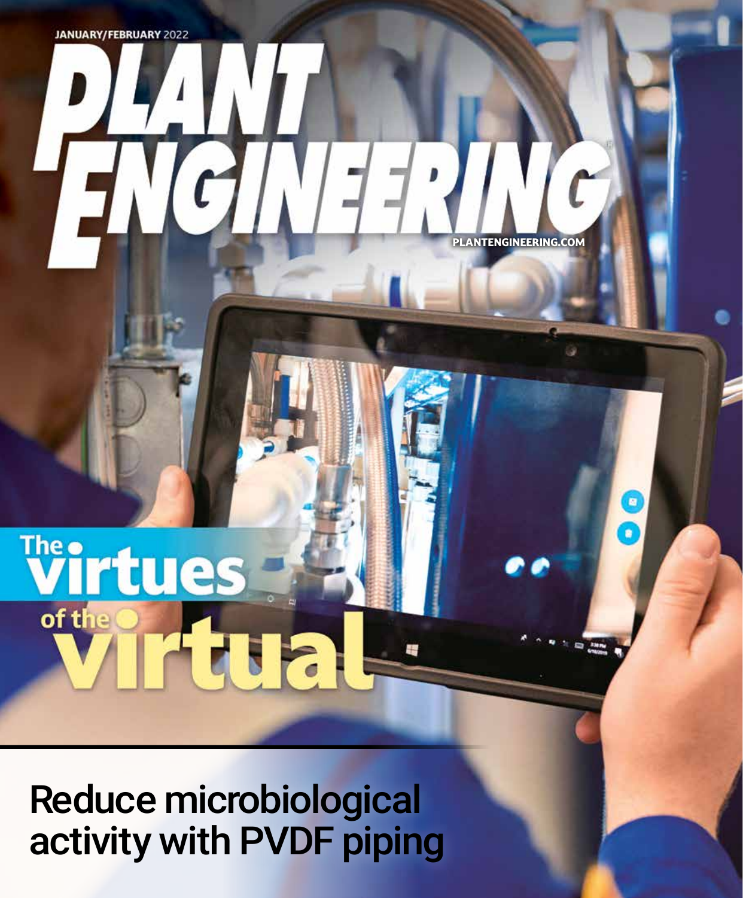JANUARY/FEBRUARY 2022

# PLANT ENGINEERING

PLANTENGINEERING.COM

## The virtues of the virtual

## Reduce microbiological activity with PVDF piping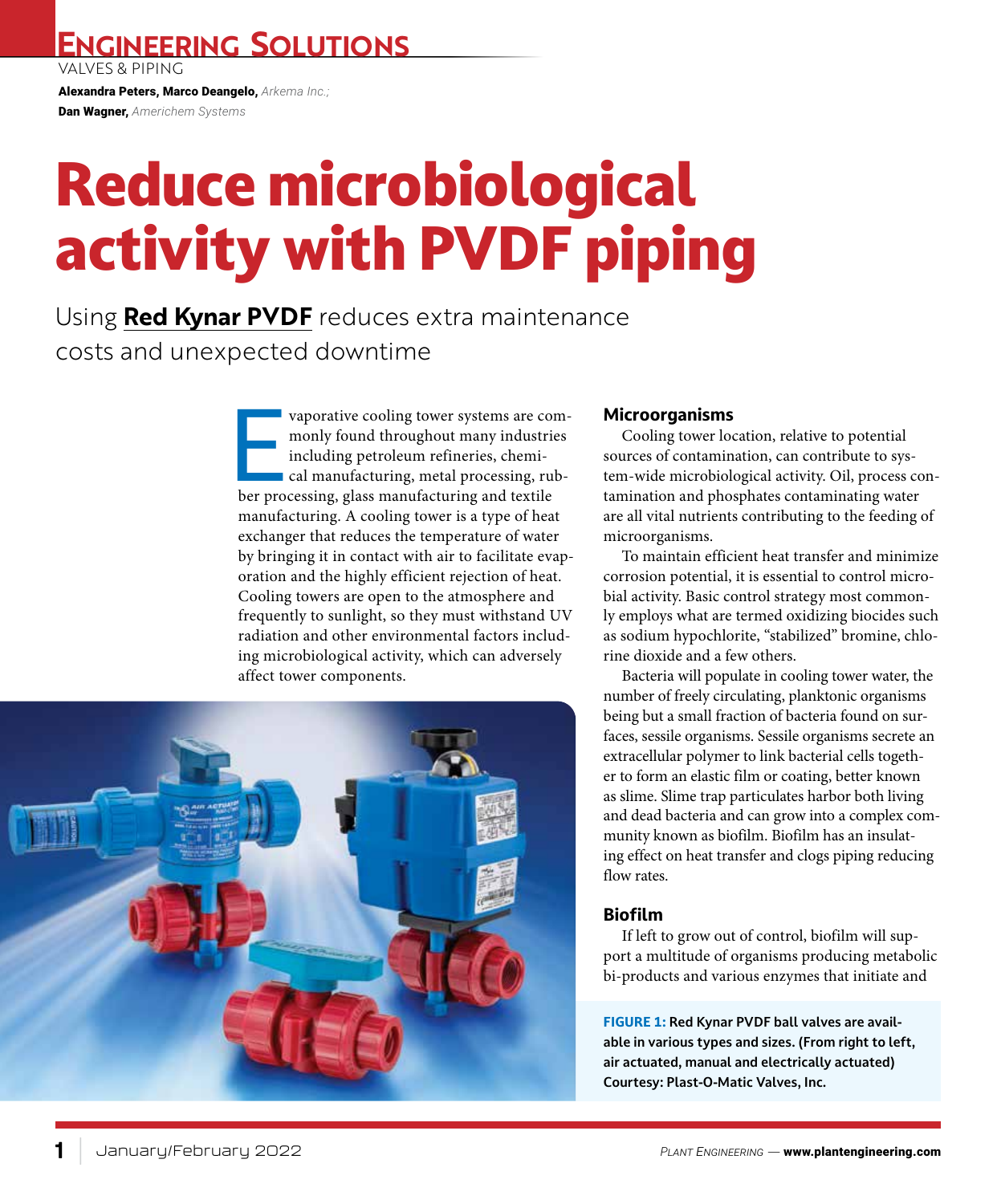ENGINEERING SOLUTIONS

VALVES & PIPING

**Alexandra Peters, Marco Deangelo,** *Arkema Inc.;*
**Dan Wagner,** *Americhem Systems*

# Reduce microbiological activity with PVDF piping

Using **Red Kynar PVDF** reduces extra maintenance costs and unexpected downtime

Evaporative cooling tower systems are commonly found throughout many industries including petroleum refineries, chemical manufacturing, metal processing, rubber processing, glass manufacturing and textile manufacturing. A cooling tower is a type of heat exchanger that reduces the temperature of water by bringing it in contact with air to facilitate evaporation and the highly efficient rejection of heat. Cooling towers are open to the atmosphere and frequently to sunlight, so they must withstand UV radiation and other environmental factors including microbiological activity, which can adversely affect tower components.

**FIGURE 1:** Red Kynar PVDF ball valves are available in various types and sizes. (From right to left, air actuated, manual and electrically actuated) Courtesy: Plast-O-Matic Valves, Inc.

### Microorganisms

Cooling tower location, relative to potential sources of contamination, can contribute to system-wide microbiological activity. Oil, process contamination and phosphates contaminating water are all vital nutrients contributing to the feeding of microorganisms.

To maintain efficient heat transfer and minimize corrosion potential, it is essential to control microbial activity. Basic control strategy most commonly employs what are termed oxidizing biocides such as sodium hypochlorite, "stabilized" bromine, chlorine dioxide and a few others.

Bacteria will populate in cooling tower water, the number of freely circulating, planktonic organisms being but a small fraction of bacteria found on surfaces, sessile organisms. Sessile organisms secrete an extracellular polymer to link bacterial cells together to form an elastic film or coating, better known as slime. Slime trap particulates harbor both living and dead bacteria and can grow into a complex community known as biofilm. Biofilm has an insulating effect on heat transfer and clogs piping reducing flow rates.

### Biofilm

If left to grow out of control, biofilm will support a multitude of organisms producing metabolic bi-products and various enzymes that initiate and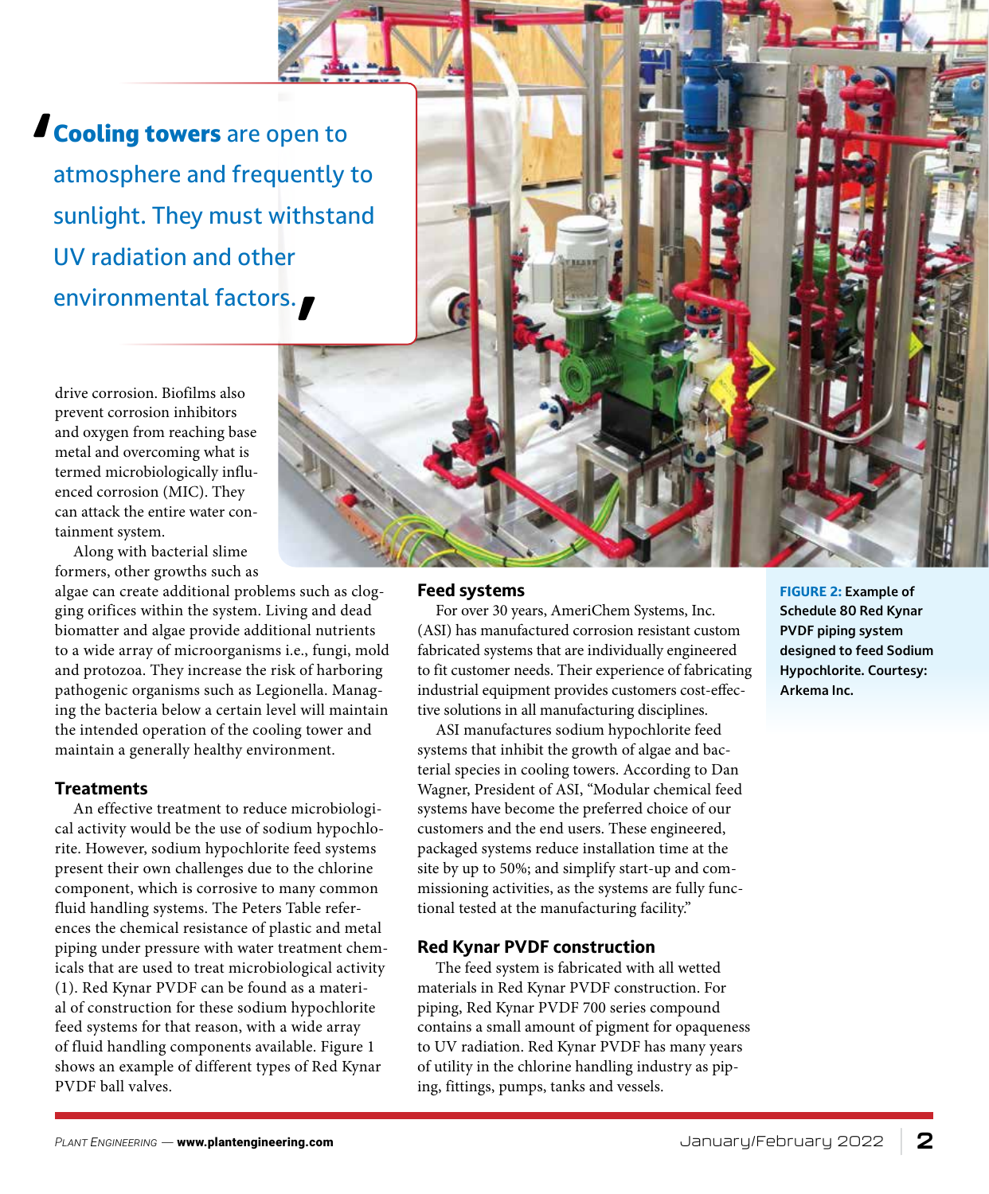> **Cooling towers** are open to atmosphere and frequently to sunlight. They must withstand UV radiation and other environmental factors.

drive corrosion. Biofilms also prevent corrosion inhibitors and oxygen from reaching base metal and overcoming what is termed microbiologically influenced corrosion (MIC). They can attack the entire water containment system.

Along with bacterial slime formers, other growths such as algae can create additional problems such as clogging orifices within the system. Living and dead biomatter and algae provide additional nutrients to a wide array of microorganisms i.e., fungi, mold and protozoa. They increase the risk of harboring pathogenic organisms such as Legionella. Managing the bacteria below a certain level will maintain the intended operation of the cooling tower and maintain a generally healthy environment.

### Treatments

An effective treatment to reduce microbiological activity would be the use of sodium hypochlorite. However, sodium hypochlorite feed systems present their own challenges due to the chlorine component, which is corrosive to many common fluid handling systems. The Peters Table references the chemical resistance of plastic and metal piping under pressure with water treatment chemicals that are used to treat microbiological activity (1). Red Kynar PVDF can be found as a material of construction for these sodium hypochlorite feed systems for that reason, with a wide array of fluid handling components available. Figure 1 shows an example of different types of Red Kynar PVDF ball valves.

### Feed systems

For over 30 years, AmeriChem Systems, Inc. (ASI) has manufactured corrosion resistant custom fabricated systems that are individually engineered to fit customer needs. Their experience of fabricating industrial equipment provides customers cost-effective solutions in all manufacturing disciplines.

ASI manufactures sodium hypochlorite feed systems that inhibit the growth of algae and bacterial species in cooling towers. According to Dan Wagner, President of ASI, "Modular chemical feed systems have become the preferred choice of our customers and the end users. These engineered, packaged systems reduce installation time at the site by up to 50%; and simplify start-up and commissioning activities, as the systems are fully functional tested at the manufacturing facility."

### Red Kynar PVDF construction

The feed system is fabricated with all wetted materials in Red Kynar PVDF construction. For piping, Red Kynar PVDF 700 series compound contains a small amount of pigment for opaqueness to UV radiation. Red Kynar PVDF has many years of utility in the chlorine handling industry as piping, fittings, pumps, tanks and vessels.

**FIGURE 2:** Example of Schedule 80 Red Kynar PVDF piping system designed to feed Sodium Hypochlorite. Courtesy: Arkema Inc.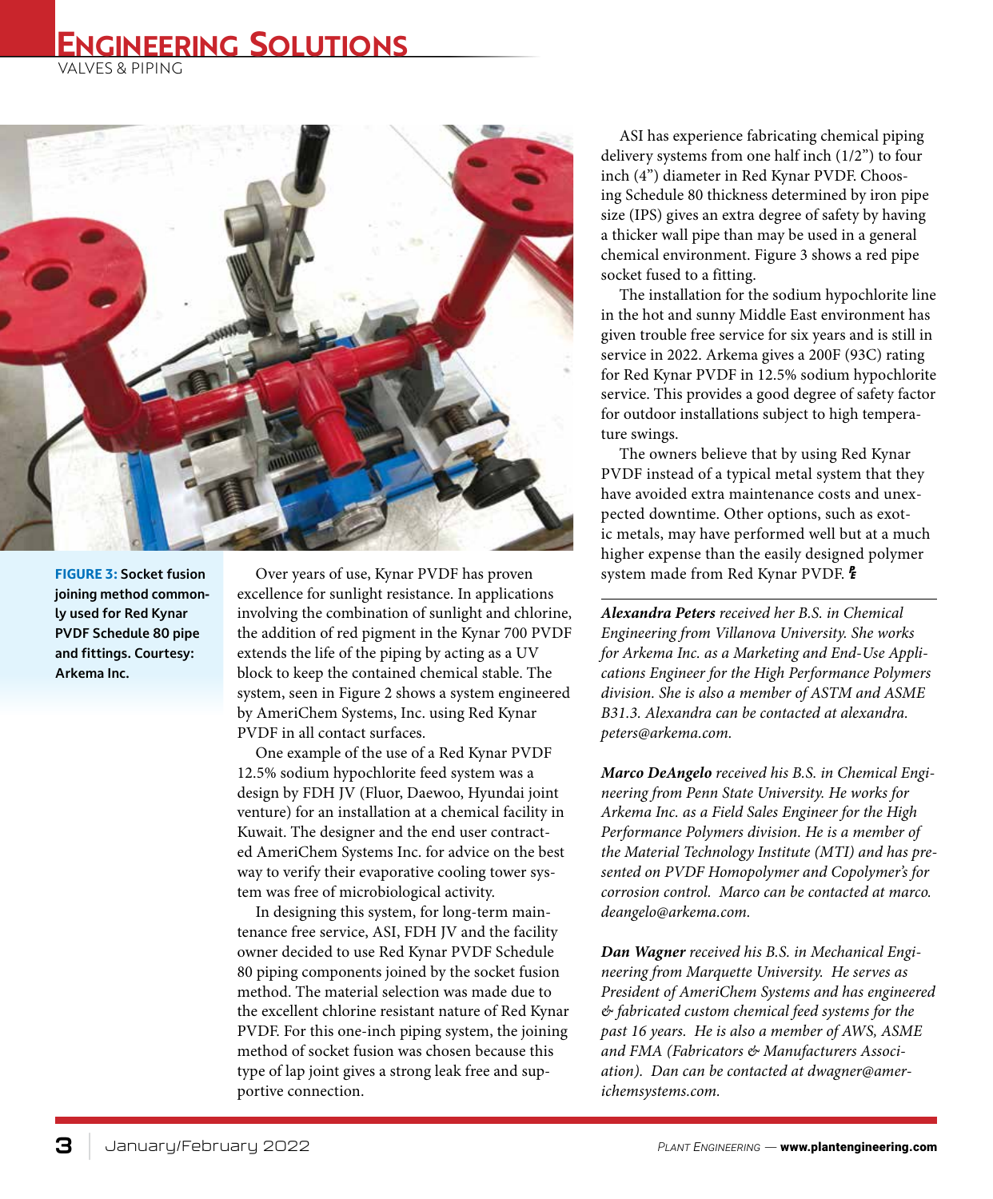FIGURE 3: Socket fusion joining method commonly used for Red Kynar PVDF Schedule 80 pipe and fittings. Courtesy: Arkema Inc.

Over years of use, Kynar PVDF has proven excellence for sunlight resistance. In applications involving the combination of sunlight and chlorine, the addition of red pigment in the Kynar 700 PVDF extends the life of the piping by acting as a UV block to keep the contained chemical stable. The system, seen in Figure 2 shows a system engineered by AmeriChem Systems, Inc. using Red Kynar PVDF in all contact surfaces.

One example of the use of a Red Kynar PVDF 12.5% sodium hypochlorite feed system was a design by FDH JV (Fluor, Daewoo, Hyundai joint venture) for an installation at a chemical facility in Kuwait. The designer and the end user contracted AmeriChem Systems Inc. for advice on the best way to verify their evaporative cooling tower system was free of microbiological activity.

In designing this system, for long-term maintenance free service, ASI, FDH JV and the facility owner decided to use Red Kynar PVDF Schedule 80 piping components joined by the socket fusion method. The material selection was made due to the excellent chlorine resistant nature of Red Kynar PVDF. For this one-inch piping system, the joining method of socket fusion was chosen because this type of lap joint gives a strong leak free and supportive connection.

ASI has experience fabricating chemical piping delivery systems from one half inch (1/2") to four inch (4") diameter in Red Kynar PVDF. Choosing Schedule 80 thickness determined by iron pipe size (IPS) gives an extra degree of safety by having a thicker wall pipe than may be used in a general chemical environment. Figure 3 shows a red pipe socket fused to a fitting.

The installation for the sodium hypochlorite line in the hot and sunny Middle East environment has given trouble free service for six years and is still in service in 2022. Arkema gives a 200F (93C) rating for Red Kynar PVDF in 12.5% sodium hypochlorite service. This provides a good degree of safety factor for outdoor installations subject to high temperature swings.

The owners believe that by using Red Kynar PVDF instead of a typical metal system that they have avoided extra maintenance costs and unexpected downtime. Other options, such as exotic metals, may have performed well but at a much higher expense than the easily designed polymer system made from Red Kynar PVDF.

***Alexandra Peters** received her B.S. in Chemical Engineering from Villanova University. She works for Arkema Inc. as a Marketing and End-Use Applications Engineer for the High Performance Polymers division. She is also a member of ASTM and ASME B31.3. Alexandra can be contacted at alexandra.peters@arkema.com.*

***Marco DeAngelo** received his B.S. in Chemical Engineering from Penn State University. He works for Arkema Inc. as a Field Sales Engineer for the High Performance Polymers division. He is a member of the Material Technology Institute (MTI) and has presented on PVDF Homopolymer and Copolymer's for corrosion control. Marco can be contacted at marco.deangelo@arkema.com.*

***Dan Wagner** received his B.S. in Mechanical Engineering from Marquette University. He serves as President of AmeriChem Systems and has engineered & fabricated custom chemical feed systems for the past 16 years. He is also a member of AWS, ASME and FMA (Fabricators & Manufacturers Association). Dan can be contacted at dwagner@americhemsystems.com.*